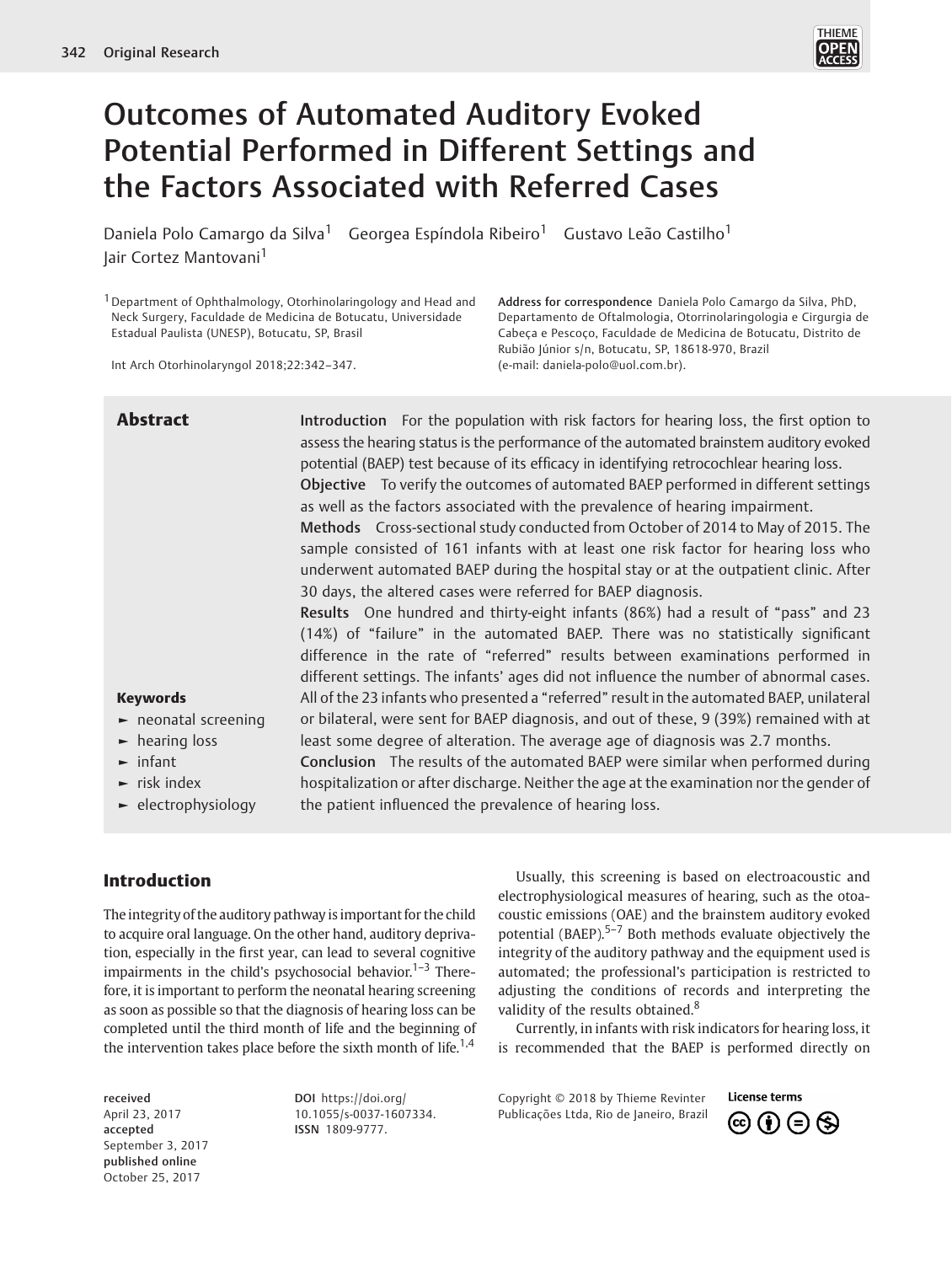# Outcomes of Automated Auditory Evoked Potential Performed in Different Settings and the Factors Associated with Referred Cases

Daniela Polo Camargo da Silva[1] Georgea Espíndola Ribeiro[1] Gustavo Leão Castilho[1] Jair Cortez Mantovani[1]

[1] Department of Ophthalmology, Otorhinolaryngology and Head and Neck Surgery, Faculdade de Medicina de Botucatu, Universidade Estadual Paulista (UNESP), Botucatu, SP, Brasil

Int Arch Otorhinolaryngol 2018;22:342–347.

**Address for correspondence** Daniela Polo Camargo da Silva, PhD, Departamento de Oftalmologia, Otorrinolaringologia e Cirgurgia de Cabeça e Pescoço, Faculdade de Medicina de Botucatu, Distrito de Rubião Júnior s/n, Botucatu, SP, 18618-970, Brazil (e-mail: daniela-polo@uol.com.br).

## Abstract

**Introduction** For the population with risk factors for hearing loss, the first option to assess the hearing status is the performance of the automated brainstem auditory evoked potential (BAEP) test because of its efficacy in identifying retrocochlear hearing loss.

**Objective** To verify the outcomes of automated BAEP performed in different settings as well as the factors associated with the prevalence of hearing impairment.

**Methods** Cross-sectional study conducted from October of 2014 to May of 2015. The sample consisted of 161 infants with at least one risk factor for hearing loss who underwent automated BAEP during the hospital stay or at the outpatient clinic. After 30 days, the altered cases were referred for BAEP diagnosis.

**Results** One hundred and thirty-eight infants (86%) had a result of "pass" and 23 (14%) of "failure" in the automated BAEP. There was no statistically significant difference in the rate of "referred" results between examinations performed in different settings. The infants' ages did not influence the number of abnormal cases. All of the 23 infants who presented a "referred" result in the automated BAEP, unilateral or bilateral, were sent for BAEP diagnosis, and out of these, 9 (39%) remained with at least some degree of alteration. The average age of diagnosis was 2.7 months.

**Conclusion** The results of the automated BAEP were similar when performed during hospitalization or after discharge. Neither the age at the examination nor the gender of the patient influenced the prevalence of hearing loss.

**Keywords**

- neonatal screening
- hearing loss
- infant
- risk index
- electrophysiology

## Introduction

The integrity of the auditory pathway is important for the child to acquire oral language. On the other hand, auditory deprivation, especially in the first year, can lead to several cognitive impairments in the child's psychosocial behavior.[1–3] Therefore, it is important to perform the neonatal hearing screening as soon as possible so that the diagnosis of hearing loss can be completed until the third month of life and the beginning of the intervention takes place before the sixth month of life.[1,4]

Usually, this screening is based on electroacoustic and electrophysiological measures of hearing, such as the otoacoustic emissions (OAE) and the brainstem auditory evoked potential (BAEP).[5–7] Both methods evaluate objectively the integrity of the auditory pathway and the equipment used is automated; the professional's participation is restricted to adjusting the conditions of records and interpreting the validity of the results obtained.[8]

Currently, in infants with risk indicators for hearing loss, it is recommended that the BAEP is performed directly on

received April 23, 2017
accepted September 3, 2017
published online October 25, 2017

DOI https://doi.org/10.1055/s-0037-1607334.
ISSN 1809-9777.

Copyright © 2018 by Thieme Revinter Publicações Ltda, Rio de Janeiro, Brazil

License terms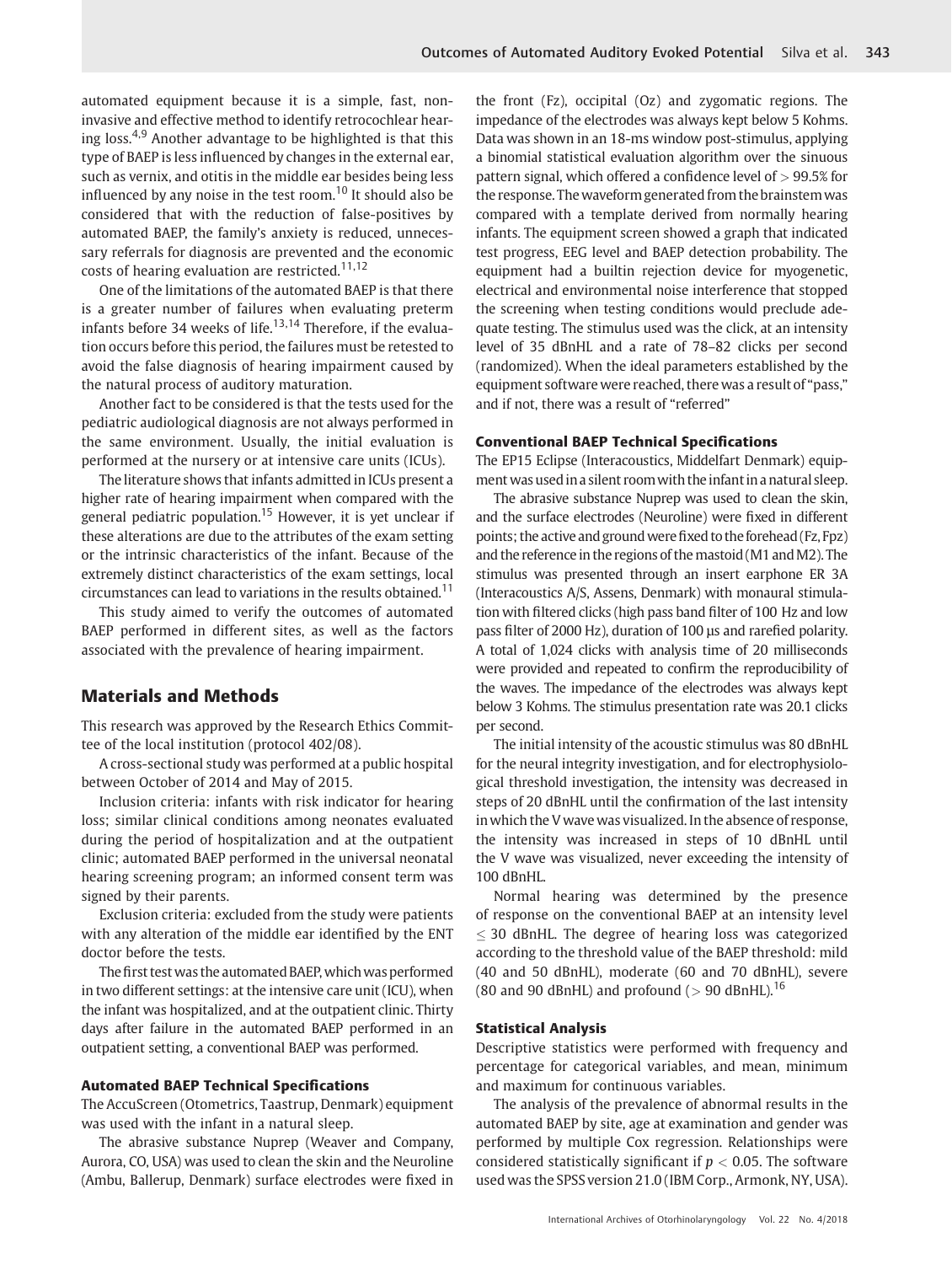automated equipment because it is a simple, fast, non-invasive and effective method to identify retrocochlear hearing loss.[4,9] Another advantage to be highlighted is that this type of BAEP is less influenced by changes in the external ear, such as vernix, and otitis in the middle ear besides being less influenced by any noise in the test room.[10] It should also be considered that with the reduction of false-positives by automated BAEP, the family's anxiety is reduced, unnecessary referrals for diagnosis are prevented and the economic costs of hearing evaluation are restricted.[11,12]

One of the limitations of the automated BAEP is that there is a greater number of failures when evaluating preterm infants before 34 weeks of life.[13,14] Therefore, if the evaluation occurs before this period, the failures must be retested to avoid the false diagnosis of hearing impairment caused by the natural process of auditory maturation.

Another fact to be considered is that the tests used for the pediatric audiological diagnosis are not always performed in the same environment. Usually, the initial evaluation is performed at the nursery or at intensive care units (ICUs).

The literature shows that infants admitted in ICUs present a higher rate of hearing impairment when compared with the general pediatric population.[15] However, it is yet unclear if these alterations are due to the attributes of the exam setting or the intrinsic characteristics of the infant. Because of the extremely distinct characteristics of the exam settings, local circumstances can lead to variations in the results obtained.[11]

This study aimed to verify the outcomes of automated BAEP performed in different sites, as well as the factors associated with the prevalence of hearing impairment.

## Materials and Methods

This research was approved by the Research Ethics Committee of the local institution (protocol 402/08).

A cross-sectional study was performed at a public hospital between October of 2014 and May of 2015.

Inclusion criteria: infants with risk indicator for hearing loss; similar clinical conditions among neonates evaluated during the period of hospitalization and at the outpatient clinic; automated BAEP performed in the universal neonatal hearing screening program; an informed consent term was signed by their parents.

Exclusion criteria: excluded from the study were patients with any alteration of the middle ear identified by the ENT doctor before the tests.

The first test was the automated BAEP, which was performed in two different settings: at the intensive care unit (ICU), when the infant was hospitalized, and at the outpatient clinic. Thirty days after failure in the automated BAEP performed in an outpatient setting, a conventional BAEP was performed.

### Automated BAEP Technical Specifications

The AccuScreen (Otometrics, Taastrup, Denmark) equipment was used with the infant in a natural sleep.

The abrasive substance Nuprep (Weaver and Company, Aurora, CO, USA) was used to clean the skin and the Neuroline (Ambu, Ballerup, Denmark) surface electrodes were fixed in the front (Fz), occipital (Oz) and zygomatic regions. The impedance of the electrodes was always kept below 5 Kohms. Data was shown in an 18-ms window post-stimulus, applying a binomial statistical evaluation algorithm over the sinuous pattern signal, which offered a confidence level of > 99.5% for the response. The waveform generated from the brainstem was compared with a template derived from normally hearing infants. The equipment screen showed a graph that indicated test progress, EEG level and BAEP detection probability. The equipment had a builtin rejection device for myogenetic, electrical and environmental noise interference that stopped the screening when testing conditions would preclude adequate testing. The stimulus used was the click, at an intensity level of 35 dBnHL and a rate of 78–82 clicks per second (randomized). When the ideal parameters established by the equipment software were reached, there was a result of "pass," and if not, there was a result of "referred"

### Conventional BAEP Technical Specifications

The EP15 Eclipse (Interacoustics, Middelfart Denmark) equipment was used in a silent room with the infant in a natural sleep.

The abrasive substance Nuprep was used to clean the skin, and the surface electrodes (Neuroline) were fixed in different points; the active and ground were fixed to the forehead (Fz, Fpz) and the reference in the regions of the mastoid (M1 and M2). The stimulus was presented through an insert earphone ER 3A (Interacoustics A/S, Assens, Denmark) with monaural stimulation with filtered clicks (high pass band filter of 100 Hz and low pass filter of 2000 Hz), duration of 100 μs and rarefied polarity. A total of 1,024 clicks with analysis time of 20 milliseconds were provided and repeated to confirm the reproducibility of the waves. The impedance of the electrodes was always kept below 3 Kohms. The stimulus presentation rate was 20.1 clicks per second.

The initial intensity of the acoustic stimulus was 80 dBnHL for the neural integrity investigation, and for electrophysiological threshold investigation, the intensity was decreased in steps of 20 dBnHL until the confirmation of the last intensity in which the V wave was visualized. In the absence of response, the intensity was increased in steps of 10 dBnHL until the V wave was visualized, never exceeding the intensity of 100 dBnHL.

Normal hearing was determined by the presence of response on the conventional BAEP at an intensity level ≤ 30 dBnHL. The degree of hearing loss was categorized according to the threshold value of the BAEP threshold: mild (40 and 50 dBnHL), moderate (60 and 70 dBnHL), severe (80 and 90 dBnHL) and profound (> 90 dBnHL).[16]

### Statistical Analysis

Descriptive statistics were performed with frequency and percentage for categorical variables, and mean, minimum and maximum for continuous variables.

The analysis of the prevalence of abnormal results in the automated BAEP by site, age at examination and gender was performed by multiple Cox regression. Relationships were considered statistically significant if $p < 0.05$. The software used was the SPSS version 21.0 (IBM Corp., Armonk, NY, USA).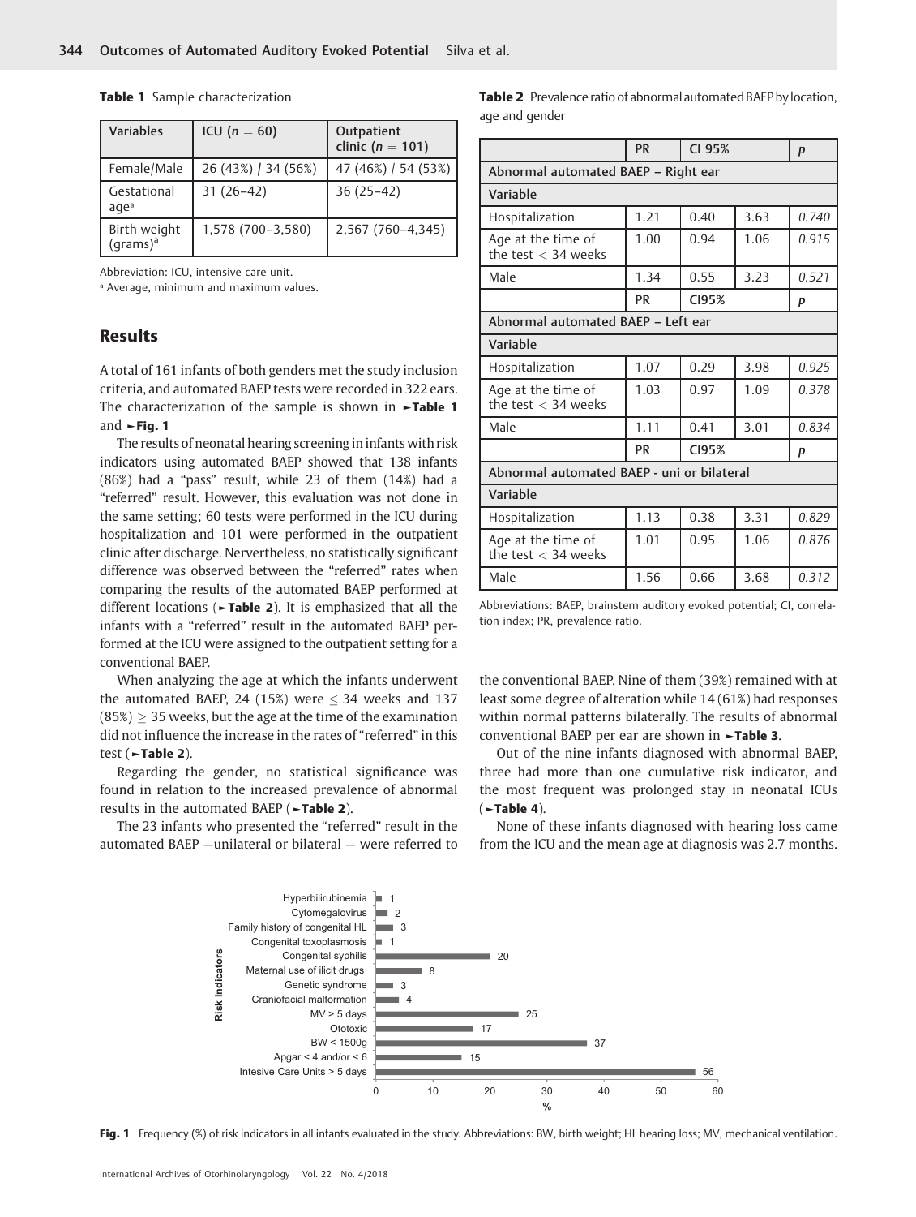**Table 1** Sample characterization

| Variables | ICU ($n = 60$) | Outpatient clinic ($n = 101$) |
|---|---|---|
| Female/Male | 26 (43%) / 34 (56%) | 47 (46%) / 54 (53%) |
| Gestational age[a] | 31 (26–42) | 36 (25–42) |
| Birth weight (grams)[a] | 1,578 (700–3,580) | 2,567 (760–4,345) |

Abbreviation: ICU, intensive care unit.
[a] Average, minimum and maximum values.

## Results

A total of 161 infants of both genders met the study inclusion criteria, and automated BAEP tests were recorded in 322 ears. The characterization of the sample is shown in ►**Table 1** and ►**Fig. 1**

The results of neonatal hearing screening in infants with risk indicators using automated BAEP showed that 138 infants (86%) had a "pass" result, while 23 of them (14%) had a "referred" result. However, this evaluation was not done in the same setting; 60 tests were performed in the ICU during hospitalization and 101 were performed in the outpatient clinic after discharge. Nervertheless, no statistically significant difference was observed between the "referred" rates when comparing the results of the automated BAEP performed at different locations (►**Table 2**). It is emphasized that all the infants with a "referred" result in the automated BAEP performed at the ICU were assigned to the outpatient setting for a conventional BAEP.

When analyzing the age at which the infants underwent the automated BAEP, 24 (15%) were ≤ 34 weeks and 137 (85%) ≥ 35 weeks, but the age at the time of the examination did not influence the increase in the rates of "referred" in this test (►**Table 2**).

Regarding the gender, no statistical significance was found in relation to the increased prevalence of abnormal results in the automated BAEP (►**Table 2**).

The 23 infants who presented the "referred" result in the automated BAEP —unilateral or bilateral — were referred to the conventional BAEP. Nine of them (39%) remained with at least some degree of alteration while 14 (61%) had responses within normal patterns bilaterally. The results of abnormal conventional BAEP per ear are shown in ►**Table 3**.

Out of the nine infants diagnosed with abnormal BAEP, three had more than one cumulative risk indicator, and the most frequent was prolonged stay in neonatal ICUs (►**Table 4**).

None of these infants diagnosed with hearing loss came from the ICU and the mean age at diagnosis was 2.7 months.

**Table 2** Prevalence ratio of abnormal automated BAEP by location, age and gender

| | PR | CI 95% | | *p* |
|---|---|---|---|---|
| **Abnormal automated BAEP – Right ear** | | | | |
| **Variable** | | | | |
| Hospitalization | 1.21 | 0.40 | 3.63 | *0.740* |
| Age at the time of the test < 34 weeks | 1.00 | 0.94 | 1.06 | *0.915* |
| Male | 1.34 | 0.55 | 3.23 | *0.521* |
| | **PR** | **CI95%** | | ***p*** |
| **Abnormal automated BAEP – Left ear** | | | | |
| **Variable** | | | | |
| Hospitalization | 1.07 | 0.29 | 3.98 | *0.925* |
| Age at the time of the test < 34 weeks | 1.03 | 0.97 | 1.09 | *0.378* |
| Male | 1.11 | 0.41 | 3.01 | *0.834* |
| | **PR** | **CI95%** | | ***p*** |
| **Abnormal automated BAEP - uni or bilateral** | | | | |
| **Variable** | | | | |
| Hospitalization | 1.13 | 0.38 | 3.31 | *0.829* |
| Age at the time of the test < 34 weeks | 1.01 | 0.95 | 1.06 | *0.876* |
| Male | 1.56 | 0.66 | 3.68 | *0.312* |

Abbreviations: BAEP, brainstem auditory evoked potential; CI, correlation index; PR, prevalence ratio.

| Risk Indicators | % |
|---|---|
| Hyperbilirubinemia | 1 |
| Cytomegalovirus | 2 |
| Family history of congenital HL | 3 |
| Congenital toxoplasmosis | 1 |
| Congenital syphilis | 20 |
| Maternal use of ilicit drugs | 8 |
| Genetic syndrome | 3 |
| Craniofacial malformation | 4 |
| MV > 5 days | 25 |
| Ototoxic | 17 |
| BW < 1500g | 37 |
| Apgar < 4 and/or < 6 | 15 |
| Intesive Care Units > 5 days | 56 |

**Fig. 1** Frequency (%) of risk indicators in all infants evaluated in the study. Abbreviations: BW, birth weight; HL hearing loss; MV, mechanical ventilation.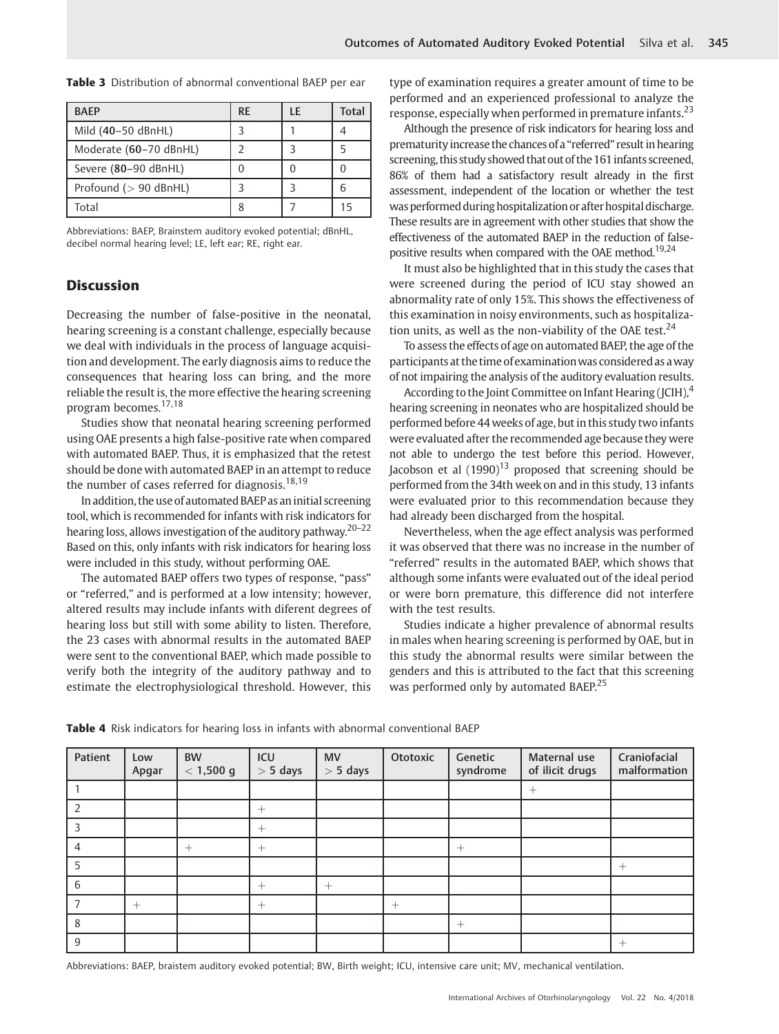**Table 3** Distribution of abnormal conventional BAEP per ear

| BAEP | RE | LE | Total |
|---|---|---|---|
| Mild (**40**–50 dBnHL) | 3 | 1 | 4 |
| Moderate (**60**–70 dBnHL) | 2 | 3 | 5 |
| Severe (**80**–90 dBnHL) | 0 | 0 | 0 |
| Profound (> 90 dBnHL) | 3 | 3 | 6 |
| Total | 8 | 7 | 15 |

Abbreviations: BAEP, Brainstem auditory evoked potential; dBnHL, decibel normal hearing level; LE, left ear; RE, right ear.

## Discussion

Decreasing the number of false-positive in the neonatal, hearing screening is a constant challenge, especially because we deal with individuals in the process of language acquisition and development. The early diagnosis aims to reduce the consequences that hearing loss can bring, and the more reliable the result is, the more effective the hearing screening program becomes.[17,18]

Studies show that neonatal hearing screening performed using OAE presents a high false-positive rate when compared with automated BAEP. Thus, it is emphasized that the retest should be done with automated BAEP in an attempt to reduce the number of cases referred for diagnosis.[18,19]

In addition, the use of automated BAEP as an initial screening tool, which is recommended for infants with risk indicators for hearing loss, allows investigation of the auditory pathway.[20–22] Based on this, only infants with risk indicators for hearing loss were included in this study, without performing OAE.

The automated BAEP offers two types of response, "pass" or "referred," and is performed at a low intensity; however, altered results may include infants with diferent degrees of hearing loss but still with some ability to listen. Therefore, the 23 cases with abnormal results in the automated BAEP were sent to the conventional BAEP, which made possible to verify both the integrity of the auditory pathway and to estimate the electrophysiological threshold. However, this type of examination requires a greater amount of time to be performed and an experienced professional to analyze the response, especially when performed in premature infants.[23]

Although the presence of risk indicators for hearing loss and prematurity increase the chances of a "referred" result in hearing screening, this study showed that out of the 161 infants screened, 86% of them had a satisfactory result already in the first assessment, independent of the location or whether the test was performed during hospitalization or after hospital discharge. These results are in agreement with other studies that show the effectiveness of the automated BAEP in the reduction of false-positive results when compared with the OAE method.[19,24]

It must also be highlighted that in this study the cases that were screened during the period of ICU stay showed an abnormality rate of only 15%. This shows the effectiveness of this examination in noisy environments, such as hospitalization units, as well as the non-viability of the OAE test.[24]

To assess the effects of age on automated BAEP, the age of the participants at the time of examination was considered as a way of not impairing the analysis of the auditory evaluation results.

According to the Joint Committee on Infant Hearing (JCIH),[4] hearing screening in neonates who are hospitalized should be performed before 44 weeks of age, but in this study two infants were evaluated after the recommended age because they were not able to undergo the test before this period. However, Jacobson et al (1990)[13] proposed that screening should be performed from the 34th week on and in this study, 13 infants were evaluated prior to this recommendation because they had already been discharged from the hospital.

Nevertheless, when the age effect analysis was performed it was observed that there was no increase in the number of "referred" results in the automated BAEP, which shows that although some infants were evaluated out of the ideal period or were born premature, this difference did not interfere with the test results.

Studies indicate a higher prevalence of abnormal results in males when hearing screening is performed by OAE, but in this study the abnormal results were similar between the genders and this is attributed to the fact that this screening was performed only by automated BAEP.[25]

**Table 4** Risk indicators for hearing loss in infants with abnormal conventional BAEP

| Patient | Low Apgar | BW < 1,500 g | ICU > 5 days | MV > 5 days | Ototoxic | Genetic syndrome | Maternal use of ilicit drugs | Craniofacial malformation |
|---|---|---|---|---|---|---|---|---|
| 1 | | | | | | | + | |
| 2 | | | + | | | | | |
| 3 | | | + | | | | | |
| 4 | | + | + | | | + | | |
| 5 | | | | | | | | + |
| 6 | | | + | + | | | | |
| 7 | + | | + | | + | | | |
| 8 | | | | | | + | | |
| 9 | | | | | | | | + |

Abbreviations: BAEP, braistem auditory evoked potential; BW, Birth weight; ICU, intensive care unit; MV, mechanical ventilation.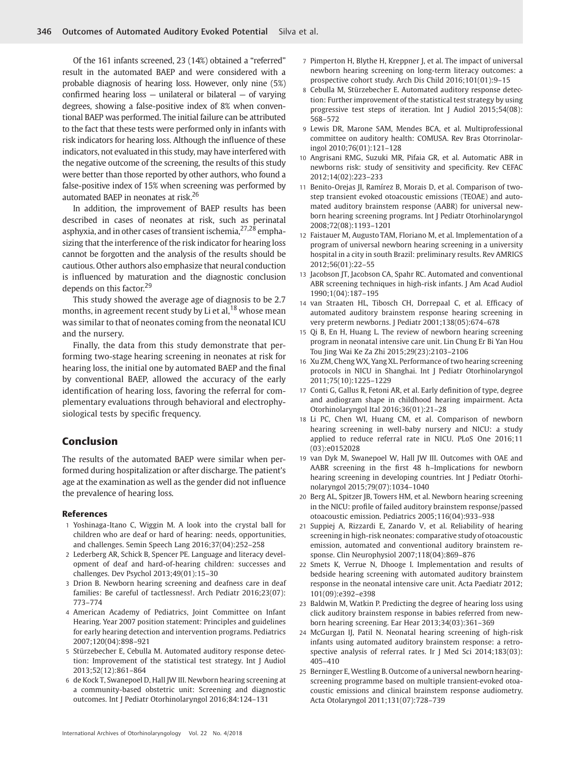Of the 161 infants screened, 23 (14%) obtained a "referred" result in the automated BAEP and were considered with a probable diagnosis of hearing loss. However, only nine (5%) confirmed hearing loss — unilateral or bilateral — of varying degrees, showing a false-positive index of 8% when conventional BAEP was performed. The initial failure can be attributed to the fact that these tests were performed only in infants with risk indicators for hearing loss. Although the influence of these indicators, not evaluated in this study, may have interfered with the negative outcome of the screening, the results of this study were better than those reported by other authors, who found a false-positive index of 15% when screening was performed by automated BAEP in neonates at risk.[26]

In addition, the improvement of BAEP results has been described in cases of neonates at risk, such as perinatal asphyxia, and in other cases of transient ischemia,[27,28] emphasizing that the interference of the risk indicator for hearing loss cannot be forgotten and the analysis of the results should be cautious. Other authors also emphasize that neural conduction is influenced by maturation and the diagnostic conclusion depends on this factor.[29]

This study showed the average age of diagnosis to be 2.7 months, in agreement recent study by Li et al,[18] whose mean was similar to that of neonates coming from the neonatal ICU and the nursery.

Finally, the data from this study demonstrate that performing two-stage hearing screening in neonates at risk for hearing loss, the initial one by automated BAEP and the final by conventional BAEP, allowed the accuracy of the early identification of hearing loss, favoring the referral for complementary evaluations through behavioral and electrophysiological tests by specific frequency.

## Conclusion

The results of the automated BAEP were similar when performed during hospitalization or after discharge. The patient's age at the examination as well as the gender did not influence the prevalence of hearing loss.

### References

1. Yoshinaga-Itano C, Wiggin M. A look into the crystal ball for children who are deaf or hard of hearing: needs, opportunities, and challenges. Semin Speech Lang 2016;37(04):252–258
2. Lederberg AR, Schick B, Spencer PE. Language and literacy development of deaf and hard-of-hearing children: successes and challenges. Dev Psychol 2013;49(01):15–30
3. Drion B. Newborn hearing screening and deafness care in deaf families: Be careful of tactlessness!. Arch Pediatr 2016;23(07): 773–774
4. American Academy of Pediatrics, Joint Committee on Infant Hearing. Year 2007 position statement: Principles and guidelines for early hearing detection and intervention programs. Pediatrics 2007;120(04):898–921
5. Stürzebecher E, Cebulla M. Automated auditory response detection: Improvement of the statistical test strategy. Int J Audiol 2013;52(12):861–864
6. de Kock T, Swanepoel D, Hall JW III. Newborn hearing screening at a community-based obstetric unit: Screening and diagnostic outcomes. Int J Pediatr Otorhinolaryngol 2016;84:124–131
7. Pimperton H, Blythe H, Kreppner J, et al. The impact of universal newborn hearing screening on long-term literacy outcomes: a prospective cohort study. Arch Dis Child 2016;101(01):9–15
8. Cebulla M, Stürzebecher E. Automated auditory response detection: Further improvement of the statistical test strategy by using progressive test steps of iteration. Int J Audiol 2015;54(08): 568–572
9. Lewis DR, Marone SAM, Mendes BCA, et al. Multiprofessional committee on auditory health: COMUSA. Rev Bras Otorrinolaringol 2010;76(01):121–128
10. Angrisani RMG, Suzuki MR, Pifaia GR, et al. Automatic ABR in newborns risk: study of sensitivity and specificity. Rev CEFAC 2012;14(02):223–233
11. Benito-Orejas JI, Ramírez B, Morais D, et al. Comparison of two-step transient evoked otoacoustic emissions (TEOAE) and automated auditory brainstem response (AABR) for universal newborn hearing screening programs. Int J Pediatr Otorhinolaryngol 2008;72(08):1193–1201
12. Faistauer M, Augusto TAM, Floriano M, et al. Implementation of a program of universal newborn hearing screening in a university hospital in a city in south Brazil: preliminary results. Rev AMRIGS 2012;56(01):22–55
13. Jacobson JT, Jacobson CA, Spahr RC. Automated and conventional ABR screening techniques in high-risk infants. J Am Acad Audiol 1990;1(04):187–195
14. van Straaten HL, Tibosch CH, Dorrepaal C, et al. Efficacy of automated auditory brainstem response hearing screening in very preterm newborns. J Pediatr 2001;138(05):674–678
15. Qi B, En H, Huang L. The review of newborn hearing screening program in neonatal intensive care unit. Lin Chung Er Bi Yan Hou Tou Jing Wai Ke Za Zhi 2015;29(23):2103–2106
16. Xu ZM, Cheng WX, Yang XL. Performance of two hearing screening protocols in NICU in Shanghai. Int J Pediatr Otorhinolaryngol 2011;75(10):1225–1229
17. Conti G, Gallus R, Fetoni AR, et al. Early definition of type, degree and audiogram shape in childhood hearing impairment. Acta Otorhinolaryngol Ital 2016;36(01):21–28
18. Li PC, Chen WI, Huang CM, et al. Comparison of newborn hearing screening in well-baby nursery and NICU: a study applied to reduce referral rate in NICU. PLoS One 2016;11 (03):e0152028
19. van Dyk M, Swanepoel W, Hall JW III. Outcomes with OAE and AABR screening in the first 48 h–Implications for newborn hearing screening in developing countries. Int J Pediatr Otorhinolaryngol 2015;79(07):1034–1040
20. Berg AL, Spitzer JB, Towers HM, et al. Newborn hearing screening in the NICU: profile of failed auditory brainstem response/passed otoacoustic emission. Pediatrics 2005;116(04):933–938
21. Suppiej A, Rizzardi E, Zanardo V, et al. Reliability of hearing screening in high-risk neonates: comparative study of otoacoustic emission, automated and conventional auditory brainstem response. Clin Neurophysiol 2007;118(04):869–876
22. Smets K, Verrue N, Dhooge I. Implementation and results of bedside hearing screening with automated auditory brainstem response in the neonatal intensive care unit. Acta Paediatr 2012; 101(09):e392–e398
23. Baldwin M, Watkin P. Predicting the degree of hearing loss using click auditory brainstem response in babies referred from newborn hearing screening. Ear Hear 2013;34(03):361–369
24. McGurgan IJ, Patil N. Neonatal hearing screening of high-risk infants using automated auditory brainstem response: a retrospective analysis of referral rates. Ir J Med Sci 2014;183(03): 405–410
25. Berninger E, Westling B. Outcome of a universal newborn hearing-screening programme based on multiple transient-evoked otoacoustic emissions and clinical brainstem response audiometry. Acta Otolaryngol 2011;131(07):728–739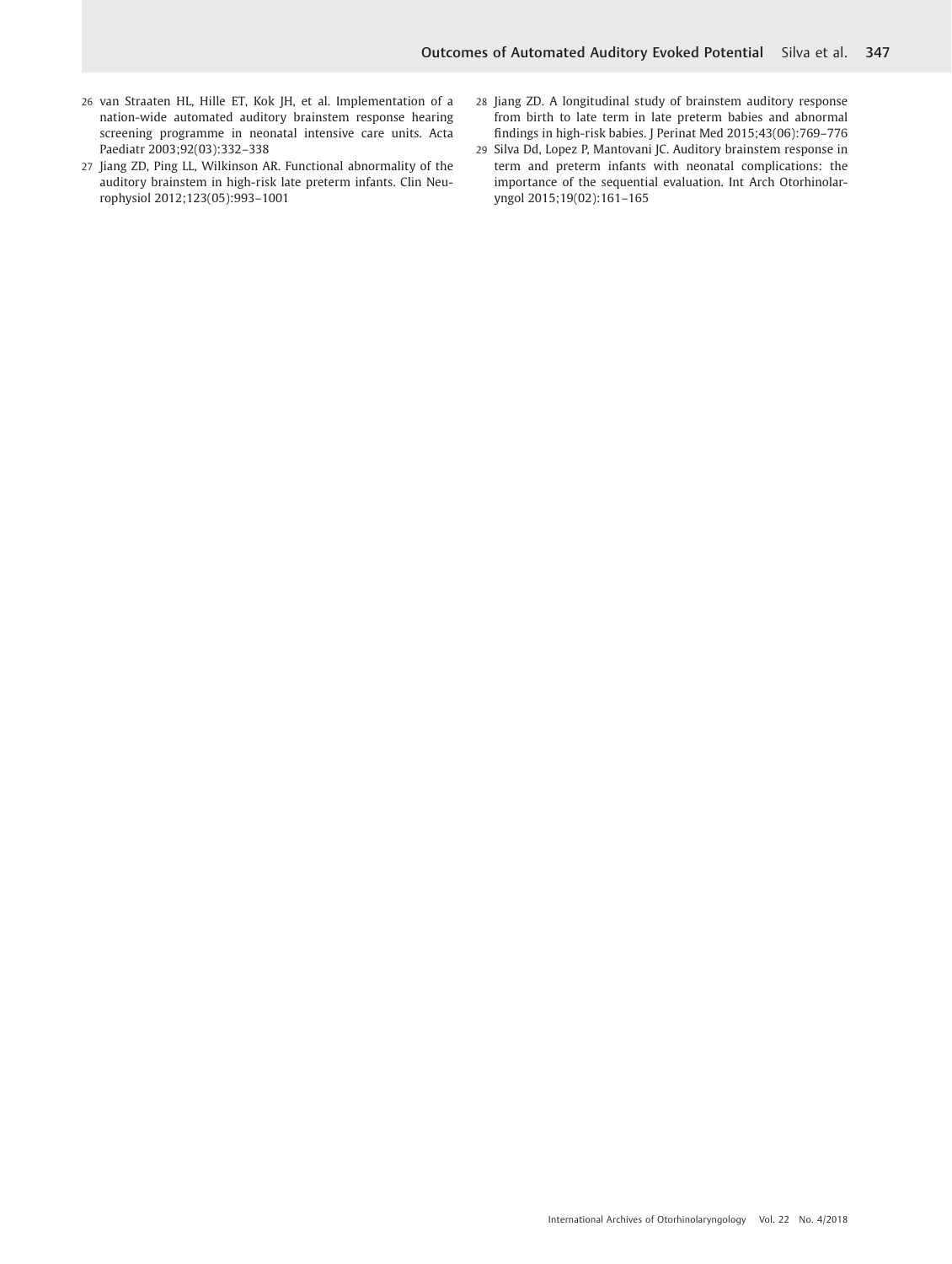26 van Straaten HL, Hille ET, Kok JH, et al. Implementation of a nation-wide automated auditory brainstem response hearing screening programme in neonatal intensive care units. Acta Paediatr 2003;92(03):332–338

27 Jiang ZD, Ping LL, Wilkinson AR. Functional abnormality of the auditory brainstem in high-risk late preterm infants. Clin Neurophysiol 2012;123(05):993–1001

28 Jiang ZD. A longitudinal study of brainstem auditory response from birth to late term in late preterm babies and abnormal findings in high-risk babies. J Perinat Med 2015;43(06):769–776

29 Silva Dd, Lopez P, Mantovani JC. Auditory brainstem response in term and preterm infants with neonatal complications: the importance of the sequential evaluation. Int Arch Otorhinolaryngol 2015;19(02):161–165